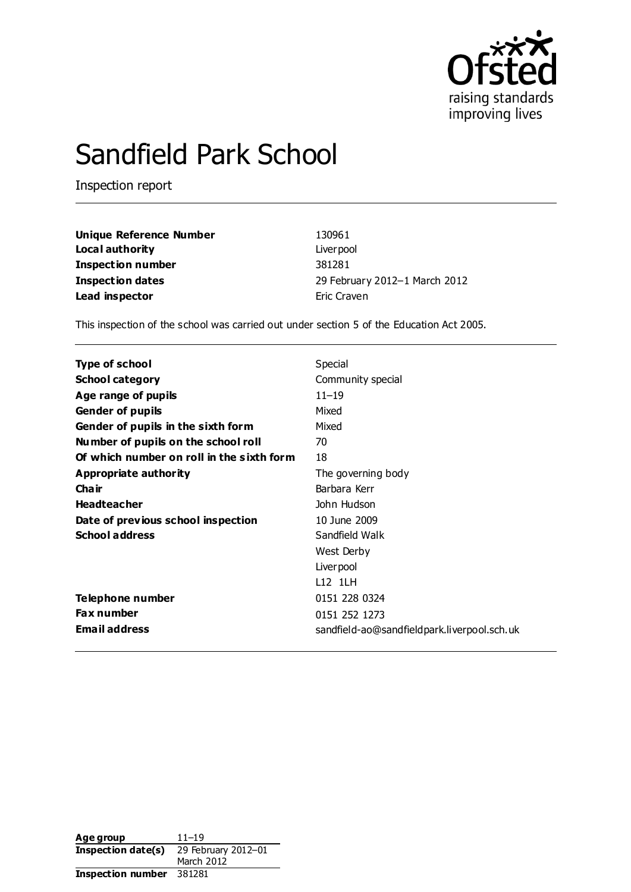# Sandfield Park School

Inspection report

| | |
|---|---|
| **Unique Reference Number** | 130961 |
| **Local authority** | Liverpool |
| **Inspection number** | 381281 |
| **Inspection dates** | 29 February 2012–1 March 2012 |
| **Lead inspector** | Eric Craven |

This inspection of the school was carried out under section 5 of the Education Act 2005.

| | |
|---|---|
| **Type of school** | Special |
| **School category** | Community special |
| **Age range of pupils** | 11–19 |
| **Gender of pupils** | Mixed |
| **Gender of pupils in the sixth form** | Mixed |
| **Number of pupils on the school roll** | 70 |
| **Of which number on roll in the sixth form** | 18 |
| **Appropriate authority** | The governing body |
| **Chair** | Barbara Kerr |
| **Headteacher** | John Hudson |
| **Date of previous school inspection** | 10 June 2009 |
| **School address** | Sandfield Walk<br>West Derby<br>Liverpool<br>L12 1LH |
| **Telephone number** | 0151 228 0324 |
| **Fax number** | 0151 252 1273 |
| **Email address** | sandfield-ao@sandfieldpark.liverpool.sch.uk |

| | |
|---|---|
| **Age group** | 11–19 |
| **Inspection date(s)** | 29 February 2012–01 March 2012 |
| **Inspection number** | 381281 |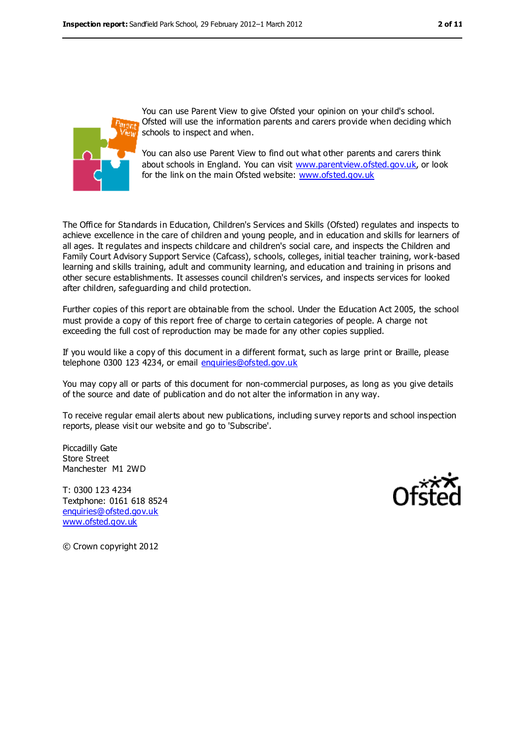You can use Parent View to give Ofsted your opinion on your child's school. Ofsted will use the information parents and carers provide when deciding which schools to inspect and when.

You can also use Parent View to find out what other parents and carers think about schools in England. You can visit www.parentview.ofsted.gov.uk, or look for the link on the main Ofsted website: www.ofsted.gov.uk

The Office for Standards in Education, Children's Services and Skills (Ofsted) regulates and inspects to achieve excellence in the care of children and young people, and in education and skills for learners of all ages. It regulates and inspects childcare and children's social care, and inspects the Children and Family Court Advisory Support Service (Cafcass), schools, colleges, initial teacher training, work-based learning and skills training, adult and community learning, and education and training in prisons and other secure establishments. It assesses council children's services, and inspects services for looked after children, safeguarding and child protection.

Further copies of this report are obtainable from the school. Under the Education Act 2005, the school must provide a copy of this report free of charge to certain categories of people. A charge not exceeding the full cost of reproduction may be made for any other copies supplied.

If you would like a copy of this document in a different format, such as large print or Braille, please telephone 0300 123 4234, or email enquiries@ofsted.gov.uk

You may copy all or parts of this document for non-commercial purposes, as long as you give details of the source and date of publication and do not alter the information in any way.

To receive regular email alerts about new publications, including survey reports and school inspection reports, please visit our website and go to 'Subscribe'.

Piccadilly Gate
Store Street
Manchester M1 2WD

T: 0300 123 4234
Textphone: 0161 618 8524
enquiries@ofsted.gov.uk
www.ofsted.gov.uk

© Crown copyright 2012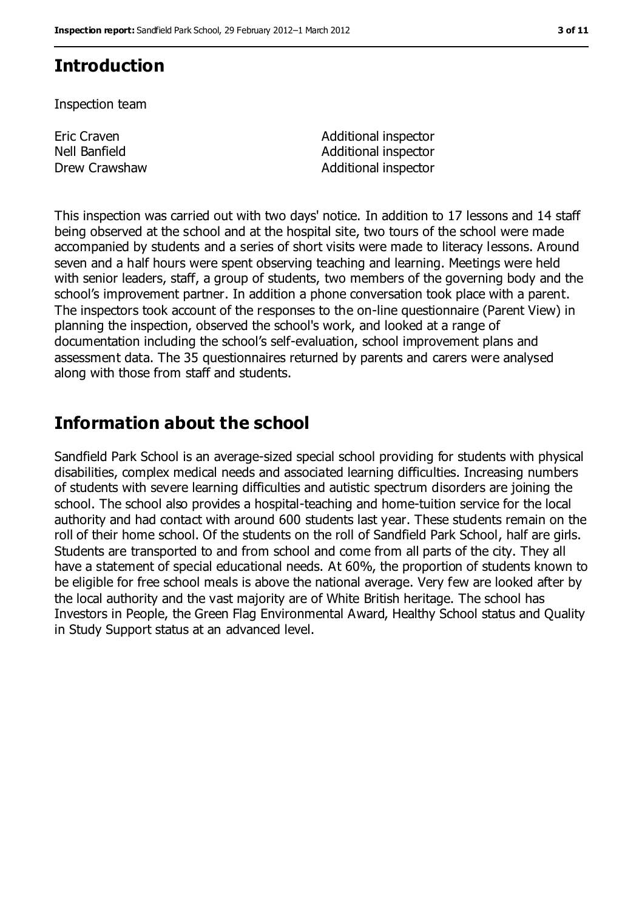## Introduction

Inspection team

| | |
|---|---|
| Eric Craven | Additional inspector |
| Nell Banfield | Additional inspector |
| Drew Crawshaw | Additional inspector |

This inspection was carried out with two days' notice. In addition to 17 lessons and 14 staff being observed at the school and at the hospital site, two tours of the school were made accompanied by students and a series of short visits were made to literacy lessons. Around seven and a half hours were spent observing teaching and learning. Meetings were held with senior leaders, staff, a group of students, two members of the governing body and the school's improvement partner. In addition a phone conversation took place with a parent. The inspectors took account of the responses to the on-line questionnaire (Parent View) in planning the inspection, observed the school's work, and looked at a range of documentation including the school's self-evaluation, school improvement plans and assessment data. The 35 questionnaires returned by parents and carers were analysed along with those from staff and students.

## Information about the school

Sandfield Park School is an average-sized special school providing for students with physical disabilities, complex medical needs and associated learning difficulties. Increasing numbers of students with severe learning difficulties and autistic spectrum disorders are joining the school. The school also provides a hospital-teaching and home-tuition service for the local authority and had contact with around 600 students last year. These students remain on the roll of their home school. Of the students on the roll of Sandfield Park School, half are girls. Students are transported to and from school and come from all parts of the city. They all have a statement of special educational needs. At 60%, the proportion of students known to be eligible for free school meals is above the national average. Very few are looked after by the local authority and the vast majority are of White British heritage. The school has Investors in People, the Green Flag Environmental Award, Healthy School status and Quality in Study Support status at an advanced level.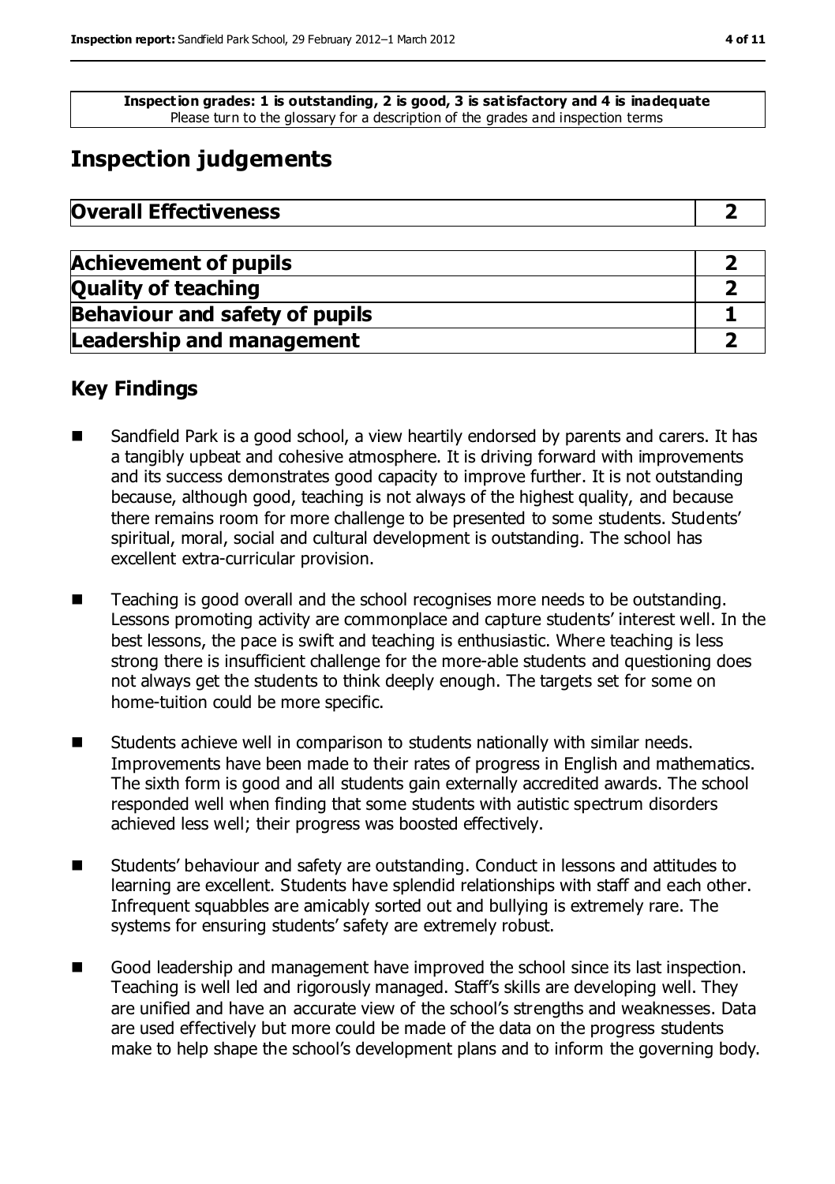**Inspection grades: 1 is outstanding, 2 is good, 3 is satisfactory and 4 is inadequate**
Please turn to the glossary for a description of the grades and inspection terms

# Inspection judgements

| **Overall Effectiveness** | **2** |
|---|---|

| **Achievement of pupils** | **2** |
|---|---|
| **Quality of teaching** | **2** |
| **Behaviour and safety of pupils** | **1** |
| **Leadership and management** | **2** |

## Key Findings

- Sandfield Park is a good school, a view heartily endorsed by parents and carers. It has a tangibly upbeat and cohesive atmosphere. It is driving forward with improvements and its success demonstrates good capacity to improve further. It is not outstanding because, although good, teaching is not always of the highest quality, and because there remains room for more challenge to be presented to some students. Students' spiritual, moral, social and cultural development is outstanding. The school has excellent extra-curricular provision.

- Teaching is good overall and the school recognises more needs to be outstanding. Lessons promoting activity are commonplace and capture students' interest well. In the best lessons, the pace is swift and teaching is enthusiastic. Where teaching is less strong there is insufficient challenge for the more-able students and questioning does not always get the students to think deeply enough. The targets set for some on home-tuition could be more specific.

- Students achieve well in comparison to students nationally with similar needs. Improvements have been made to their rates of progress in English and mathematics. The sixth form is good and all students gain externally accredited awards. The school responded well when finding that some students with autistic spectrum disorders achieved less well; their progress was boosted effectively.

- Students' behaviour and safety are outstanding. Conduct in lessons and attitudes to learning are excellent. Students have splendid relationships with staff and each other. Infrequent squabbles are amicably sorted out and bullying is extremely rare. The systems for ensuring students' safety are extremely robust.

- Good leadership and management have improved the school since its last inspection. Teaching is well led and rigorously managed. Staff's skills are developing well. They are unified and have an accurate view of the school's strengths and weaknesses. Data are used effectively but more could be made of the data on the progress students make to help shape the school's development plans and to inform the governing body.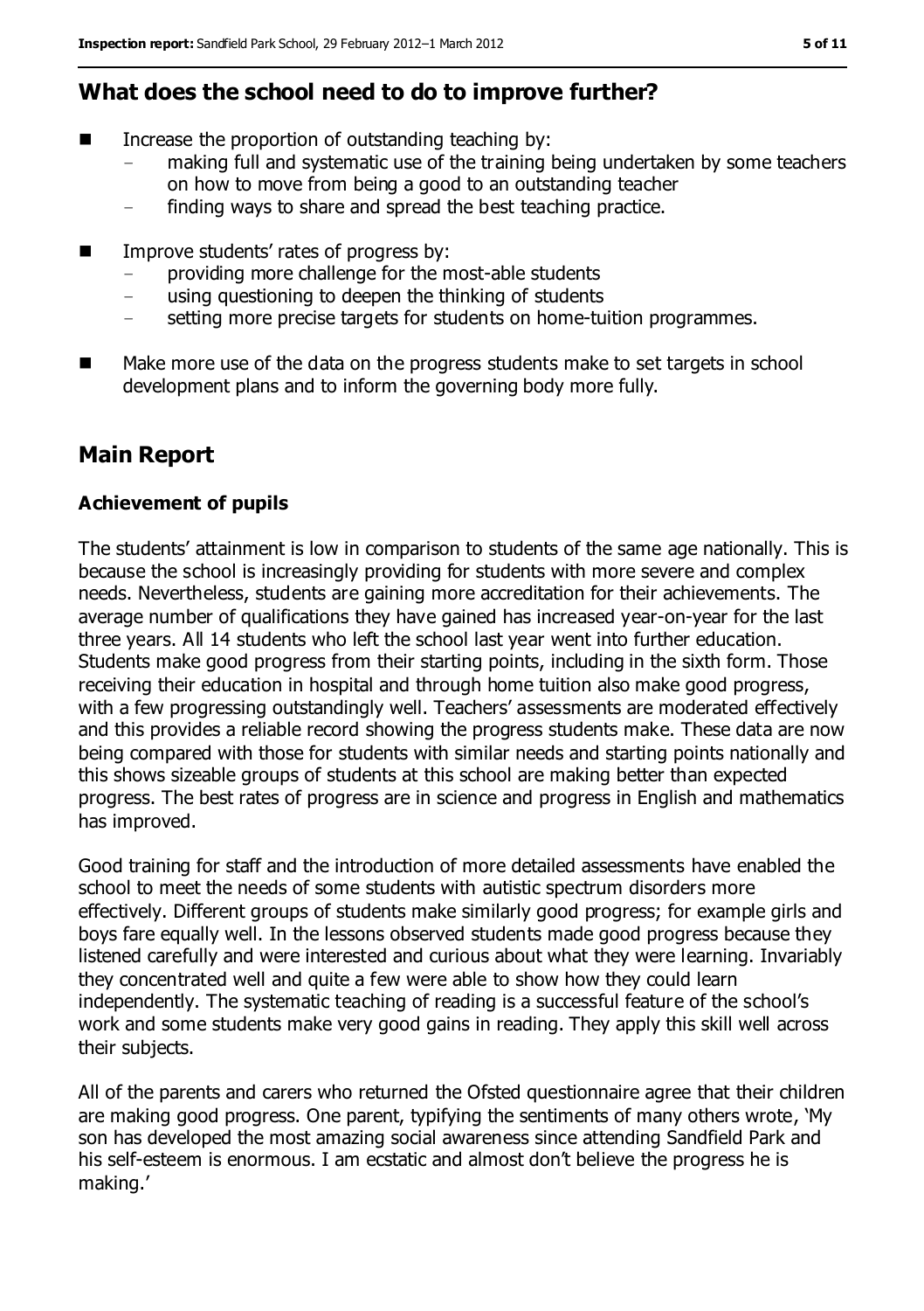## What does the school need to do to improve further?

- Increase the proportion of outstanding teaching by:
  - making full and systematic use of the training being undertaken by some teachers on how to move from being a good to an outstanding teacher
  - finding ways to share and spread the best teaching practice.
- Improve students' rates of progress by:
  - providing more challenge for the most-able students
  - using questioning to deepen the thinking of students
  - setting more precise targets for students on home-tuition programmes.
- Make more use of the data on the progress students make to set targets in school development plans and to inform the governing body more fully.

## Main Report

### Achievement of pupils

The students' attainment is low in comparison to students of the same age nationally. This is because the school is increasingly providing for students with more severe and complex needs. Nevertheless, students are gaining more accreditation for their achievements. The average number of qualifications they have gained has increased year-on-year for the last three years. All 14 students who left the school last year went into further education. Students make good progress from their starting points, including in the sixth form. Those receiving their education in hospital and through home tuition also make good progress, with a few progressing outstandingly well. Teachers' assessments are moderated effectively and this provides a reliable record showing the progress students make. These data are now being compared with those for students with similar needs and starting points nationally and this shows sizeable groups of students at this school are making better than expected progress. The best rates of progress are in science and progress in English and mathematics has improved.

Good training for staff and the introduction of more detailed assessments have enabled the school to meet the needs of some students with autistic spectrum disorders more effectively. Different groups of students make similarly good progress; for example girls and boys fare equally well. In the lessons observed students made good progress because they listened carefully and were interested and curious about what they were learning. Invariably they concentrated well and quite a few were able to show how they could learn independently. The systematic teaching of reading is a successful feature of the school's work and some students make very good gains in reading. They apply this skill well across their subjects.

All of the parents and carers who returned the Ofsted questionnaire agree that their children are making good progress. One parent, typifying the sentiments of many others wrote, 'My son has developed the most amazing social awareness since attending Sandfield Park and his self-esteem is enormous. I am ecstatic and almost don't believe the progress he is making.'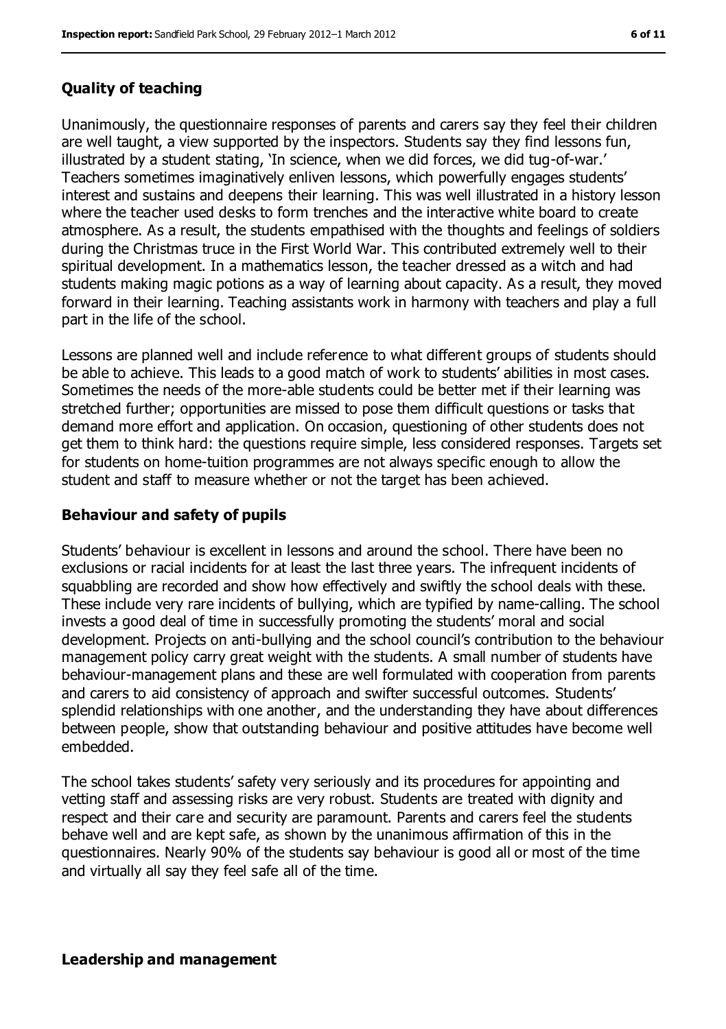### Quality of teaching

Unanimously, the questionnaire responses of parents and carers say they feel their children are well taught, a view supported by the inspectors. Students say they find lessons fun, illustrated by a student stating, 'In science, when we did forces, we did tug-of-war.' Teachers sometimes imaginatively enliven lessons, which powerfully engages students' interest and sustains and deepens their learning. This was well illustrated in a history lesson where the teacher used desks to form trenches and the interactive white board to create atmosphere. As a result, the students empathised with the thoughts and feelings of soldiers during the Christmas truce in the First World War. This contributed extremely well to their spiritual development. In a mathematics lesson, the teacher dressed as a witch and had students making magic potions as a way of learning about capacity. As a result, they moved forward in their learning. Teaching assistants work in harmony with teachers and play a full part in the life of the school.

Lessons are planned well and include reference to what different groups of students should be able to achieve. This leads to a good match of work to students' abilities in most cases. Sometimes the needs of the more-able students could be better met if their learning was stretched further; opportunities are missed to pose them difficult questions or tasks that demand more effort and application. On occasion, questioning of other students does not get them to think hard: the questions require simple, less considered responses. Targets set for students on home-tuition programmes are not always specific enough to allow the student and staff to measure whether or not the target has been achieved.

### Behaviour and safety of pupils

Students' behaviour is excellent in lessons and around the school. There have been no exclusions or racial incidents for at least the last three years. The infrequent incidents of squabbling are recorded and show how effectively and swiftly the school deals with these. These include very rare incidents of bullying, which are typified by name-calling. The school invests a good deal of time in successfully promoting the students' moral and social development. Projects on anti-bullying and the school council's contribution to the behaviour management policy carry great weight with the students. A small number of students have behaviour-management plans and these are well formulated with cooperation from parents and carers to aid consistency of approach and swifter successful outcomes. Students' splendid relationships with one another, and the understanding they have about differences between people, show that outstanding behaviour and positive attitudes have become well embedded.

The school takes students' safety very seriously and its procedures for appointing and vetting staff and assessing risks are very robust. Students are treated with dignity and respect and their care and security are paramount. Parents and carers feel the students behave well and are kept safe, as shown by the unanimous affirmation of this in the questionnaires. Nearly 90% of the students say behaviour is good all or most of the time and virtually all say they feel safe all of the time.

### Leadership and management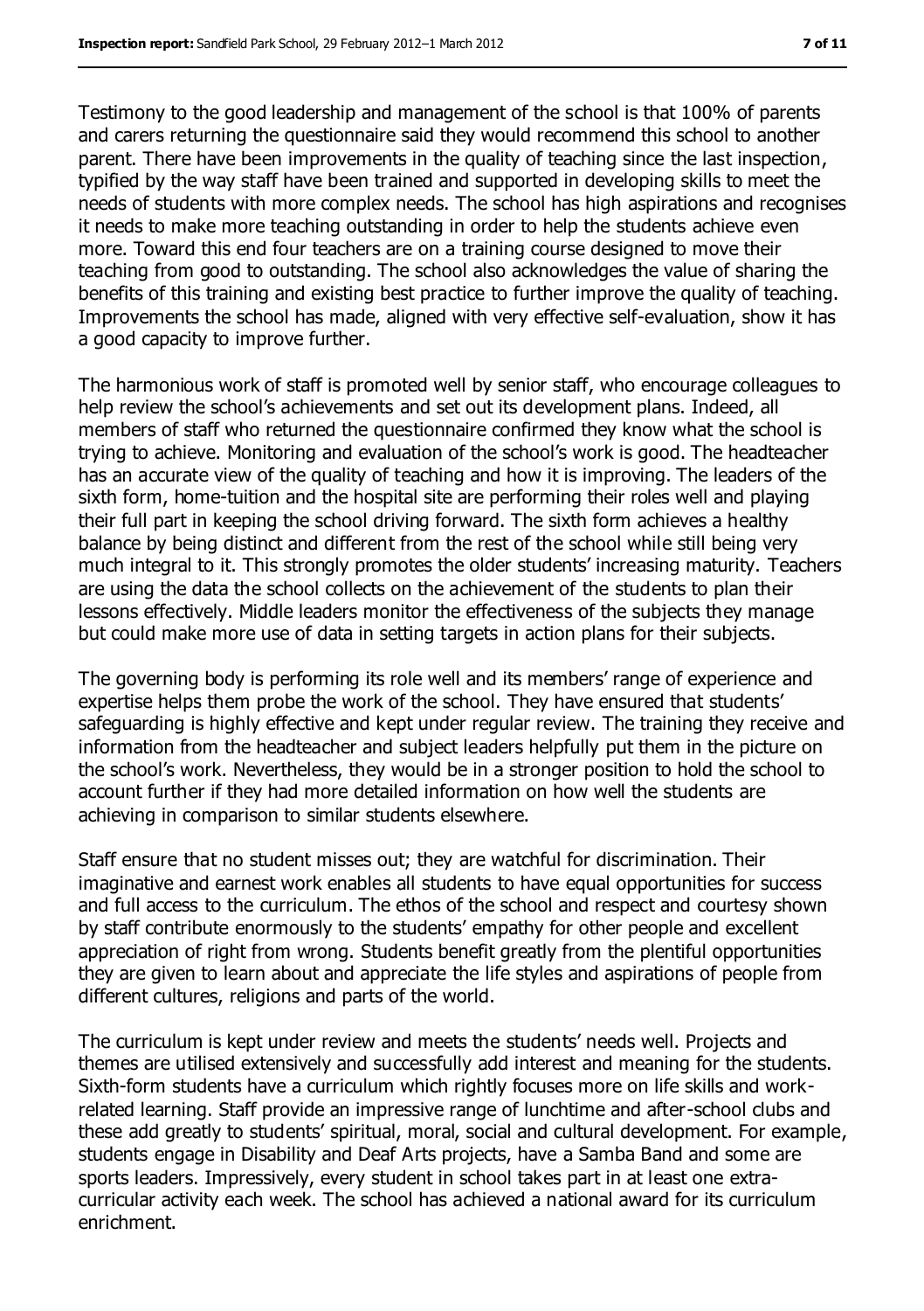Testimony to the good leadership and management of the school is that 100% of parents and carers returning the questionnaire said they would recommend this school to another parent. There have been improvements in the quality of teaching since the last inspection, typified by the way staff have been trained and supported in developing skills to meet the needs of students with more complex needs. The school has high aspirations and recognises it needs to make more teaching outstanding in order to help the students achieve even more. Toward this end four teachers are on a training course designed to move their teaching from good to outstanding. The school also acknowledges the value of sharing the benefits of this training and existing best practice to further improve the quality of teaching. Improvements the school has made, aligned with very effective self-evaluation, show it has a good capacity to improve further.

The harmonious work of staff is promoted well by senior staff, who encourage colleagues to help review the school's achievements and set out its development plans. Indeed, all members of staff who returned the questionnaire confirmed they know what the school is trying to achieve. Monitoring and evaluation of the school's work is good. The headteacher has an accurate view of the quality of teaching and how it is improving. The leaders of the sixth form, home-tuition and the hospital site are performing their roles well and playing their full part in keeping the school driving forward. The sixth form achieves a healthy balance by being distinct and different from the rest of the school while still being very much integral to it. This strongly promotes the older students' increasing maturity. Teachers are using the data the school collects on the achievement of the students to plan their lessons effectively. Middle leaders monitor the effectiveness of the subjects they manage but could make more use of data in setting targets in action plans for their subjects.

The governing body is performing its role well and its members' range of experience and expertise helps them probe the work of the school. They have ensured that students' safeguarding is highly effective and kept under regular review. The training they receive and information from the headteacher and subject leaders helpfully put them in the picture on the school's work. Nevertheless, they would be in a stronger position to hold the school to account further if they had more detailed information on how well the students are achieving in comparison to similar students elsewhere.

Staff ensure that no student misses out; they are watchful for discrimination. Their imaginative and earnest work enables all students to have equal opportunities for success and full access to the curriculum. The ethos of the school and respect and courtesy shown by staff contribute enormously to the students' empathy for other people and excellent appreciation of right from wrong. Students benefit greatly from the plentiful opportunities they are given to learn about and appreciate the life styles and aspirations of people from different cultures, religions and parts of the world.

The curriculum is kept under review and meets the students' needs well. Projects and themes are utilised extensively and successfully add interest and meaning for the students. Sixth-form students have a curriculum which rightly focuses more on life skills and work-related learning. Staff provide an impressive range of lunchtime and after-school clubs and these add greatly to students' spiritual, moral, social and cultural development. For example, students engage in Disability and Deaf Arts projects, have a Samba Band and some are sports leaders. Impressively, every student in school takes part in at least one extra-curricular activity each week. The school has achieved a national award for its curriculum enrichment.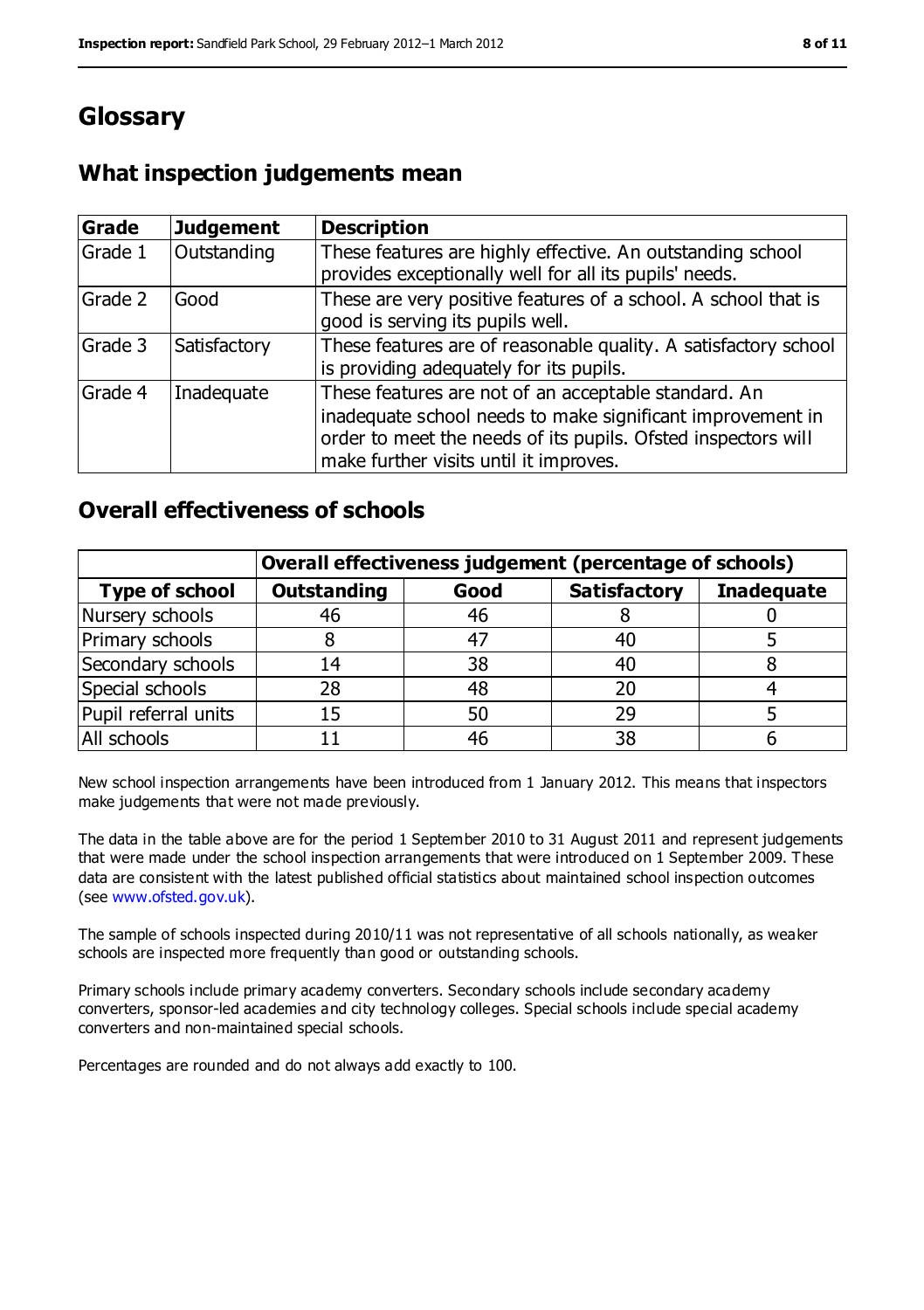# Glossary

## What inspection judgements mean

| Grade | Judgement | Description |
|---|---|---|
| Grade 1 | Outstanding | These features are highly effective. An outstanding school provides exceptionally well for all its pupils' needs. |
| Grade 2 | Good | These are very positive features of a school. A school that is good is serving its pupils well. |
| Grade 3 | Satisfactory | These features are of reasonable quality. A satisfactory school is providing adequately for its pupils. |
| Grade 4 | Inadequate | These features are not of an acceptable standard. An inadequate school needs to make significant improvement in order to meet the needs of its pupils. Ofsted inspectors will make further visits until it improves. |

## Overall effectiveness of schools

| | Overall effectiveness judgement (percentage of schools) | | | |
|---|---|---|---|---|
| **Type of school** | **Outstanding** | **Good** | **Satisfactory** | **Inadequate** |
| Nursery schools | 46 | 46 | 8 | 0 |
| Primary schools | 8 | 47 | 40 | 5 |
| Secondary schools | 14 | 38 | 40 | 8 |
| Special schools | 28 | 48 | 20 | 4 |
| Pupil referral units | 15 | 50 | 29 | 5 |
| All schools | 11 | 46 | 38 | 6 |

New school inspection arrangements have been introduced from 1 January 2012. This means that inspectors make judgements that were not made previously.

The data in the table above are for the period 1 September 2010 to 31 August 2011 and represent judgements that were made under the school inspection arrangements that were introduced on 1 September 2009. These data are consistent with the latest published official statistics about maintained school inspection outcomes (see www.ofsted.gov.uk).

The sample of schools inspected during 2010/11 was not representative of all schools nationally, as weaker schools are inspected more frequently than good or outstanding schools.

Primary schools include primary academy converters. Secondary schools include secondary academy converters, sponsor-led academies and city technology colleges. Special schools include special academy converters and non-maintained special schools.

Percentages are rounded and do not always add exactly to 100.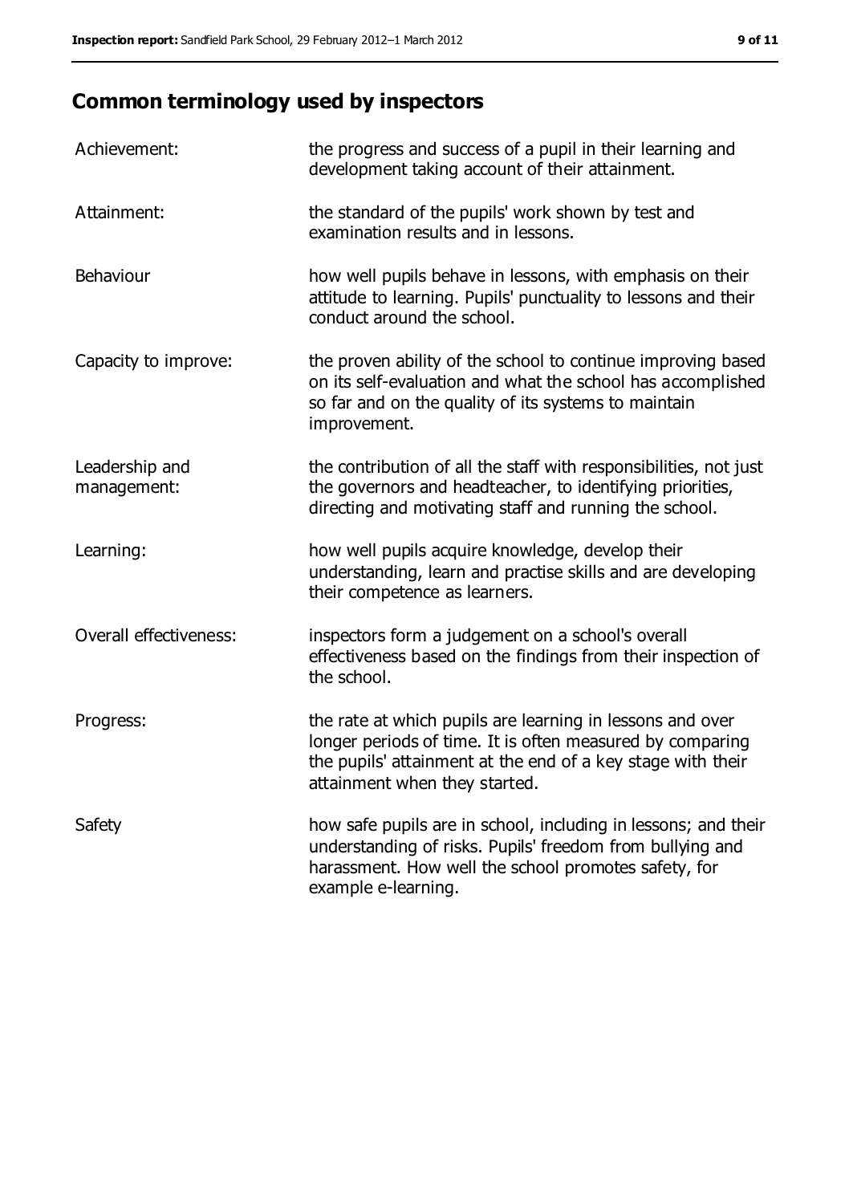## Common terminology used by inspectors

| | |
|---|---|
| Achievement: | the progress and success of a pupil in their learning and development taking account of their attainment. |
| Attainment: | the standard of the pupils' work shown by test and examination results and in lessons. |
| Behaviour | how well pupils behave in lessons, with emphasis on their attitude to learning. Pupils' punctuality to lessons and their conduct around the school. |
| Capacity to improve: | the proven ability of the school to continue improving based on its self-evaluation and what the school has accomplished so far and on the quality of its systems to maintain improvement. |
| Leadership and management: | the contribution of all the staff with responsibilities, not just the governors and headteacher, to identifying priorities, directing and motivating staff and running the school. |
| Learning: | how well pupils acquire knowledge, develop their understanding, learn and practise skills and are developing their competence as learners. |
| Overall effectiveness: | inspectors form a judgement on a school's overall effectiveness based on the findings from their inspection of the school. |
| Progress: | the rate at which pupils are learning in lessons and over longer periods of time. It is often measured by comparing the pupils' attainment at the end of a key stage with their attainment when they started. |
| Safety | how safe pupils are in school, including in lessons; and their understanding of risks. Pupils' freedom from bullying and harassment. How well the school promotes safety, for example e-learning. |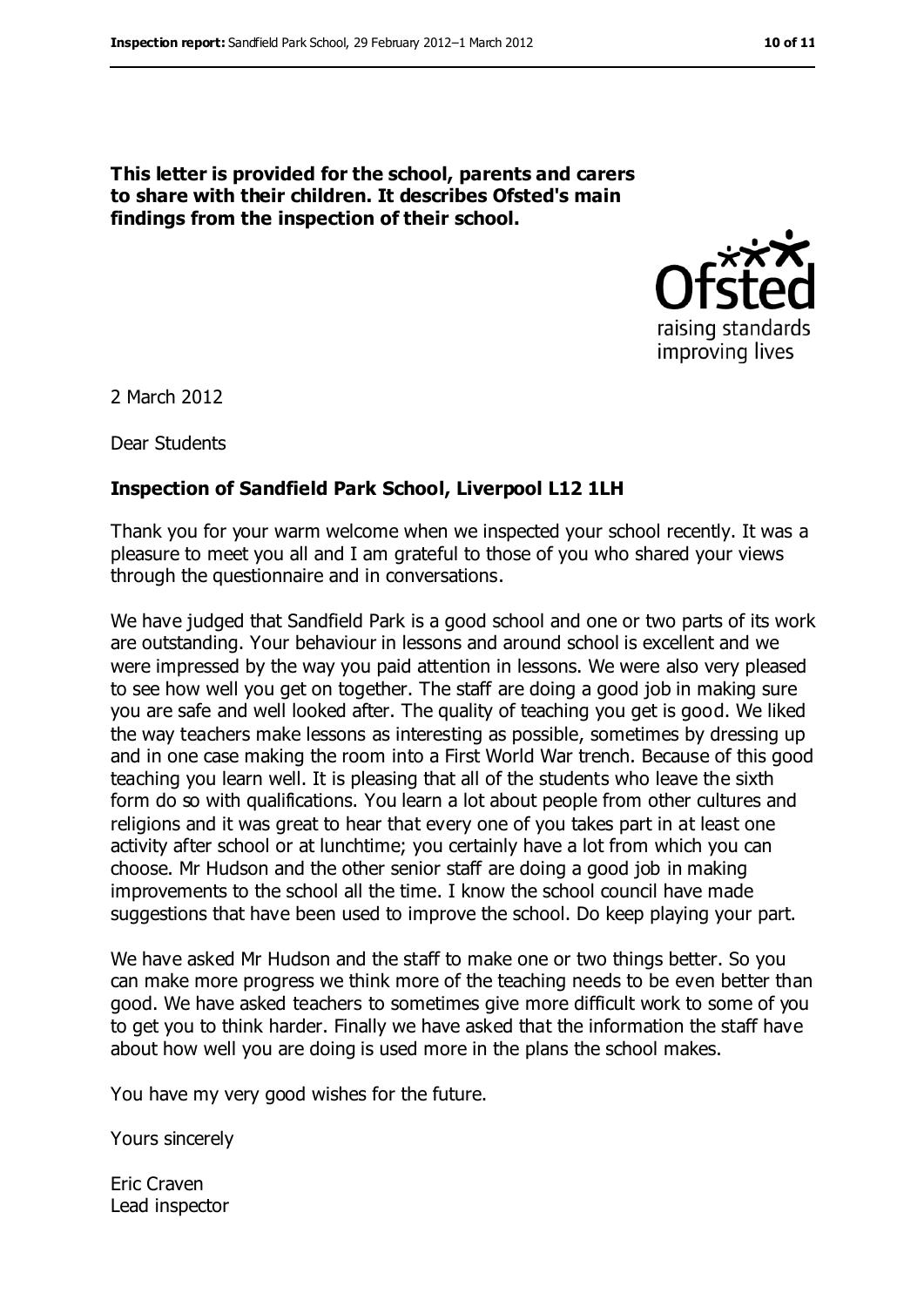**This letter is provided for the school, parents and carers to share with their children. It describes Ofsted's main findings from the inspection of their school.**

2 March 2012

Dear Students

**Inspection of Sandfield Park School, Liverpool L12 1LH**

Thank you for your warm welcome when we inspected your school recently. It was a pleasure to meet you all and I am grateful to those of you who shared your views through the questionnaire and in conversations.

We have judged that Sandfield Park is a good school and one or two parts of its work are outstanding. Your behaviour in lessons and around school is excellent and we were impressed by the way you paid attention in lessons. We were also very pleased to see how well you get on together. The staff are doing a good job in making sure you are safe and well looked after. The quality of teaching you get is good. We liked the way teachers make lessons as interesting as possible, sometimes by dressing up and in one case making the room into a First World War trench. Because of this good teaching you learn well. It is pleasing that all of the students who leave the sixth form do so with qualifications. You learn a lot about people from other cultures and religions and it was great to hear that every one of you takes part in at least one activity after school or at lunchtime; you certainly have a lot from which you can choose. Mr Hudson and the other senior staff are doing a good job in making improvements to the school all the time. I know the school council have made suggestions that have been used to improve the school. Do keep playing your part.

We have asked Mr Hudson and the staff to make one or two things better. So you can make more progress we think more of the teaching needs to be even better than good. We have asked teachers to sometimes give more difficult work to some of you to get you to think harder. Finally we have asked that the information the staff have about how well you are doing is used more in the plans the school makes.

You have my very good wishes for the future.

Yours sincerely

Eric Craven
Lead inspector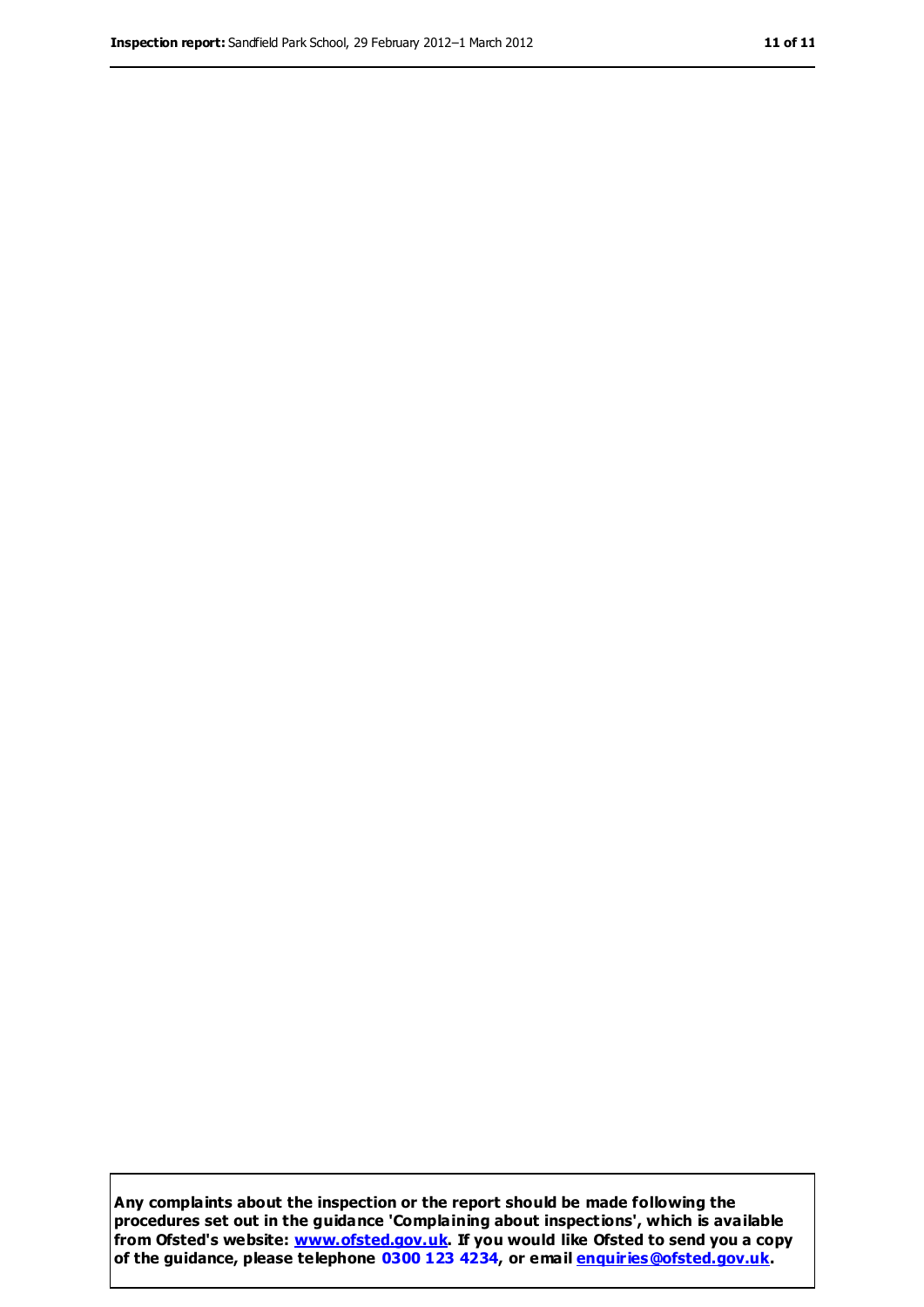**Any complaints about the inspection or the report should be made following the procedures set out in the guidance 'Complaining about inspections', which is available from Ofsted's website: [www.ofsted.gov.uk](http://www.ofsted.gov.uk). If you would like Ofsted to send you a copy of the guidance, please telephone 0300 123 4234, or email [enquiries@ofsted.gov.uk](mailto:enquiries@ofsted.gov.uk).**